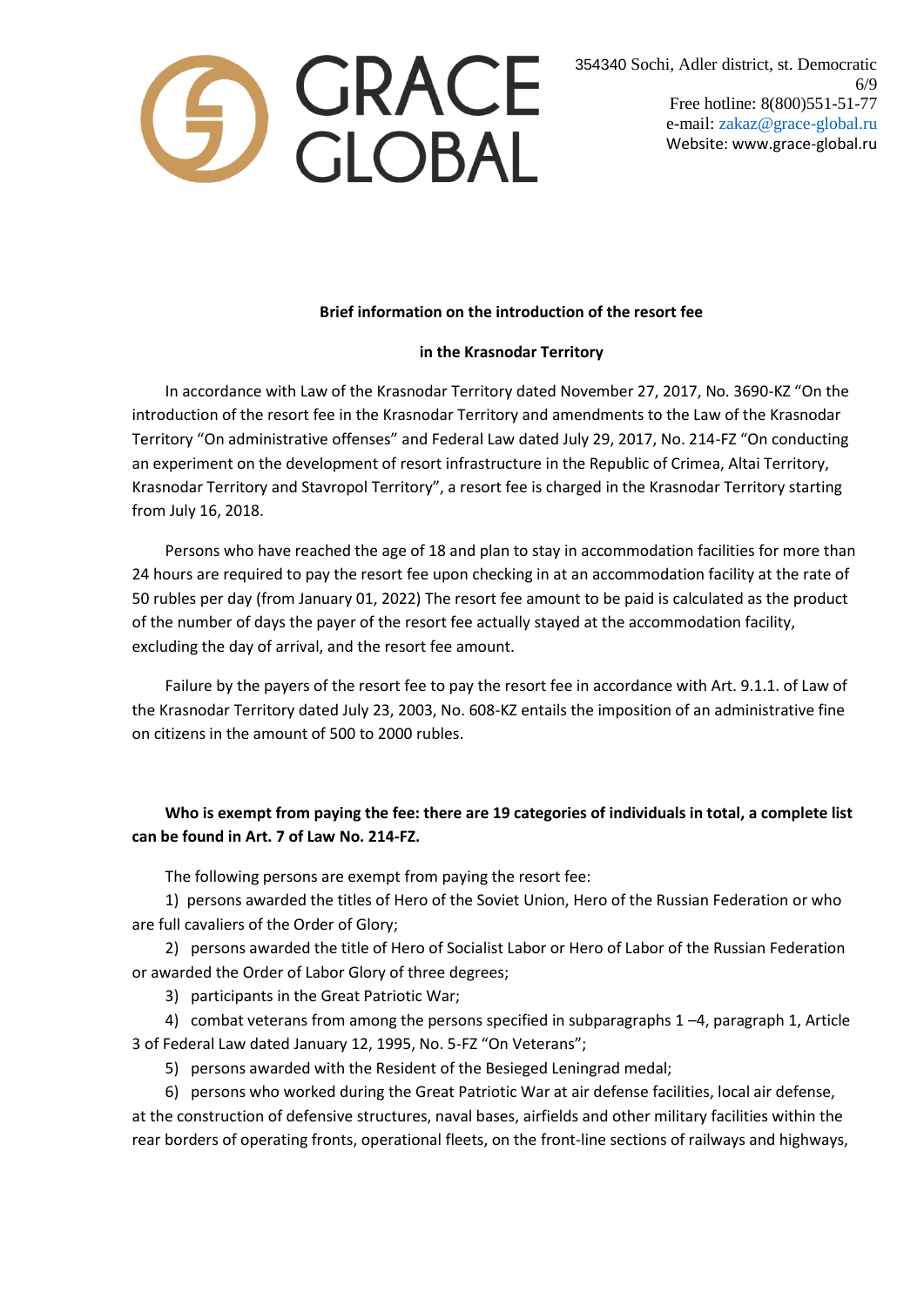GRACE GLOBAL

354340 Sochi, Adler district, st. Democratic 6/9
Free hotline: 8(800)551-51-77
e-mail: zakaz@grace-global.ru
Website: www.grace-global.ru

**Brief information on the introduction of the resort fee**

**in the Krasnodar Territory**

In accordance with Law of the Krasnodar Territory dated November 27, 2017, No. 3690-KZ "On the introduction of the resort fee in the Krasnodar Territory and amendments to the Law of the Krasnodar Territory "On administrative offenses" and Federal Law dated July 29, 2017, No. 214-FZ "On conducting an experiment on the development of resort infrastructure in the Republic of Crimea, Altai Territory, Krasnodar Territory and Stavropol Territory", a resort fee is charged in the Krasnodar Territory starting from July 16, 2018.

Persons who have reached the age of 18 and plan to stay in accommodation facilities for more than 24 hours are required to pay the resort fee upon checking in at an accommodation facility at the rate of 50 rubles per day (from January 01, 2022) The resort fee amount to be paid is calculated as the product of the number of days the payer of the resort fee actually stayed at the accommodation facility, excluding the day of arrival, and the resort fee amount.

Failure by the payers of the resort fee to pay the resort fee in accordance with Art. 9.1.1. of Law of the Krasnodar Territory dated July 23, 2003, No. 608-KZ entails the imposition of an administrative fine on citizens in the amount of 500 to 2000 rubles.

**Who is exempt from paying the fee: there are 19 categories of individuals in total, a complete list can be found in Art. 7 of Law No. 214-FZ.**

The following persons are exempt from paying the resort fee:

1) persons awarded the titles of Hero of the Soviet Union, Hero of the Russian Federation or who are full cavaliers of the Order of Glory;

2) persons awarded the title of Hero of Socialist Labor or Hero of Labor of the Russian Federation or awarded the Order of Labor Glory of three degrees;

3) participants in the Great Patriotic War;

4) combat veterans from among the persons specified in subparagraphs 1 –4, paragraph 1, Article 3 of Federal Law dated January 12, 1995, No. 5-FZ "On Veterans";

5) persons awarded with the Resident of the Besieged Leningrad medal;

6) persons who worked during the Great Patriotic War at air defense facilities, local air defense, at the construction of defensive structures, naval bases, airfields and other military facilities within the rear borders of operating fronts, operational fleets, on the front-line sections of railways and highways,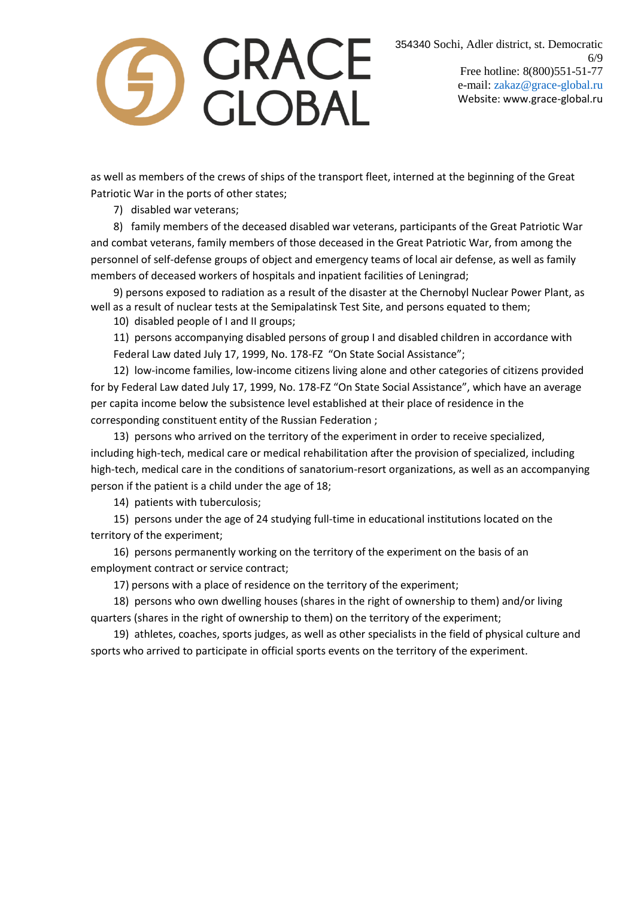as well as members of the crews of ships of the transport fleet, interned at the beginning of the Great Patriotic War in the ports of other states;

7) disabled war veterans;

8) family members of the deceased disabled war veterans, participants of the Great Patriotic War and combat veterans, family members of those deceased in the Great Patriotic War, from among the personnel of self-defense groups of object and emergency teams of local air defense, as well as family members of deceased workers of hospitals and inpatient facilities of Leningrad;

9) persons exposed to radiation as a result of the disaster at the Chernobyl Nuclear Power Plant, as well as a result of nuclear tests at the Semipalatinsk Test Site, and persons equated to them;

10) disabled people of I and II groups;

11) persons accompanying disabled persons of group I and disabled children in accordance with Federal Law dated July 17, 1999, No. 178-FZ "On State Social Assistance";

12) low-income families, low-income citizens living alone and other categories of citizens provided for by Federal Law dated July 17, 1999, No. 178-FZ "On State Social Assistance", which have an average per capita income below the subsistence level established at their place of residence in the corresponding constituent entity of the Russian Federation ;

13) persons who arrived on the territory of the experiment in order to receive specialized, including high-tech, medical care or medical rehabilitation after the provision of specialized, including high-tech, medical care in the conditions of sanatorium-resort organizations, as well as an accompanying person if the patient is a child under the age of 18;

14) patients with tuberculosis;

15) persons under the age of 24 studying full-time in educational institutions located on the territory of the experiment;

16) persons permanently working on the territory of the experiment on the basis of an employment contract or service contract;

17) persons with a place of residence on the territory of the experiment;

18) persons who own dwelling houses (shares in the right of ownership to them) and/or living quarters (shares in the right of ownership to them) on the territory of the experiment;

19) athletes, coaches, sports judges, as well as other specialists in the field of physical culture and sports who arrived to participate in official sports events on the territory of the experiment.